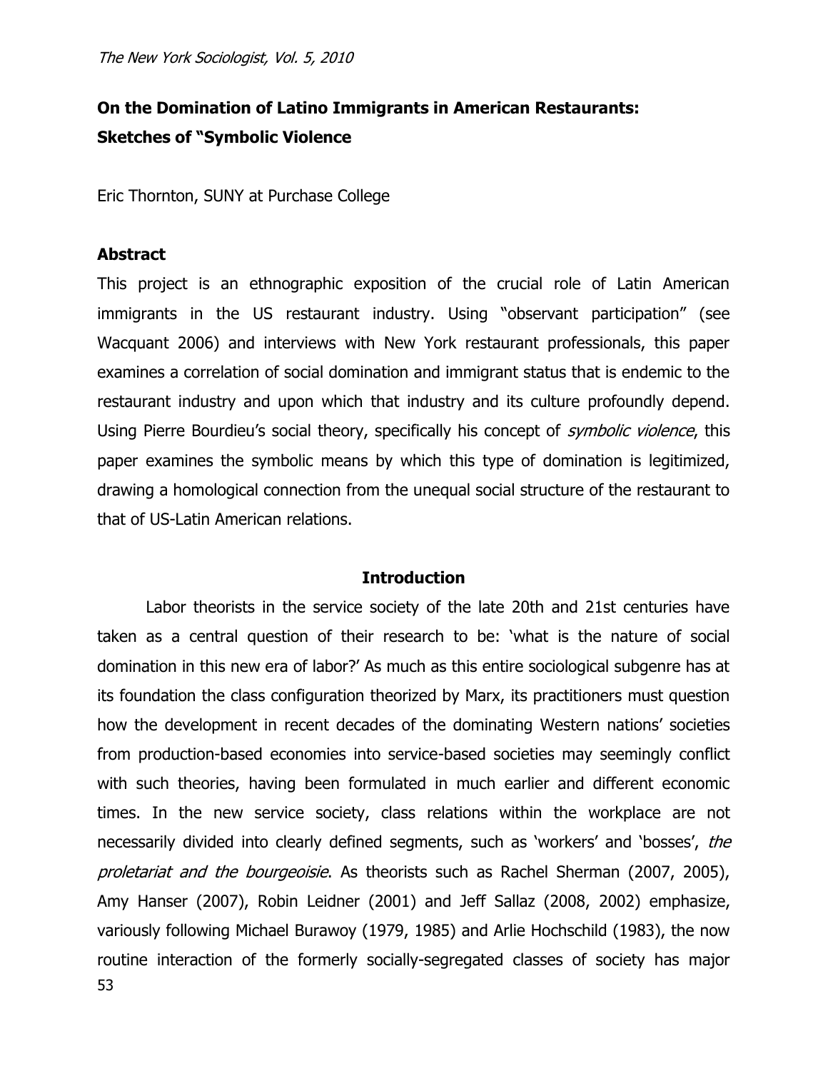# On the Domination of Latino Immigrants in American Restaurants: Sketches of "Symbolic Violence

Eric Thornton, SUNY at Purchase College

## Abstract

This project is an ethnographic exposition of the crucial role of Latin American immigrants in the US restaurant industry. Using "observant participation" (see Wacquant 2006) and interviews with New York restaurant professionals, this paper examines a correlation of social domination and immigrant status that is endemic to the restaurant industry and upon which that industry and its culture profoundly depend. Using Pierre Bourdieu's social theory, specifically his concept of *symbolic violence*, this paper examines the symbolic means by which this type of domination is legitimized, drawing a homological connection from the unequal social structure of the restaurant to that of US-Latin American relations.

## Introduction

Labor theorists in the service society of the late 20th and 21st centuries have taken as a central question of their research to be: 'what is the nature of social domination in this new era of labor?' As much as this entire sociological subgenre has at its foundation the class configuration theorized by Marx, its practitioners must question how the development in recent decades of the dominating Western nations' societies from production-based economies into service-based societies may seemingly conflict with such theories, having been formulated in much earlier and different economic times. In the new service society, class relations within the workplace are not necessarily divided into clearly defined segments, such as 'workers' and 'bosses', *the proletariat and the bourgeoisie*. As theorists such as Rachel Sherman (2007, 2005), Amy Hanser (2007), Robin Leidner (2001) and Jeff Sallaz (2008, 2002) emphasize, variously following Michael Burawoy (1979, 1985) and Arlie Hochschild (1983), the now routine interaction of the formerly socially-segregated classes of society has major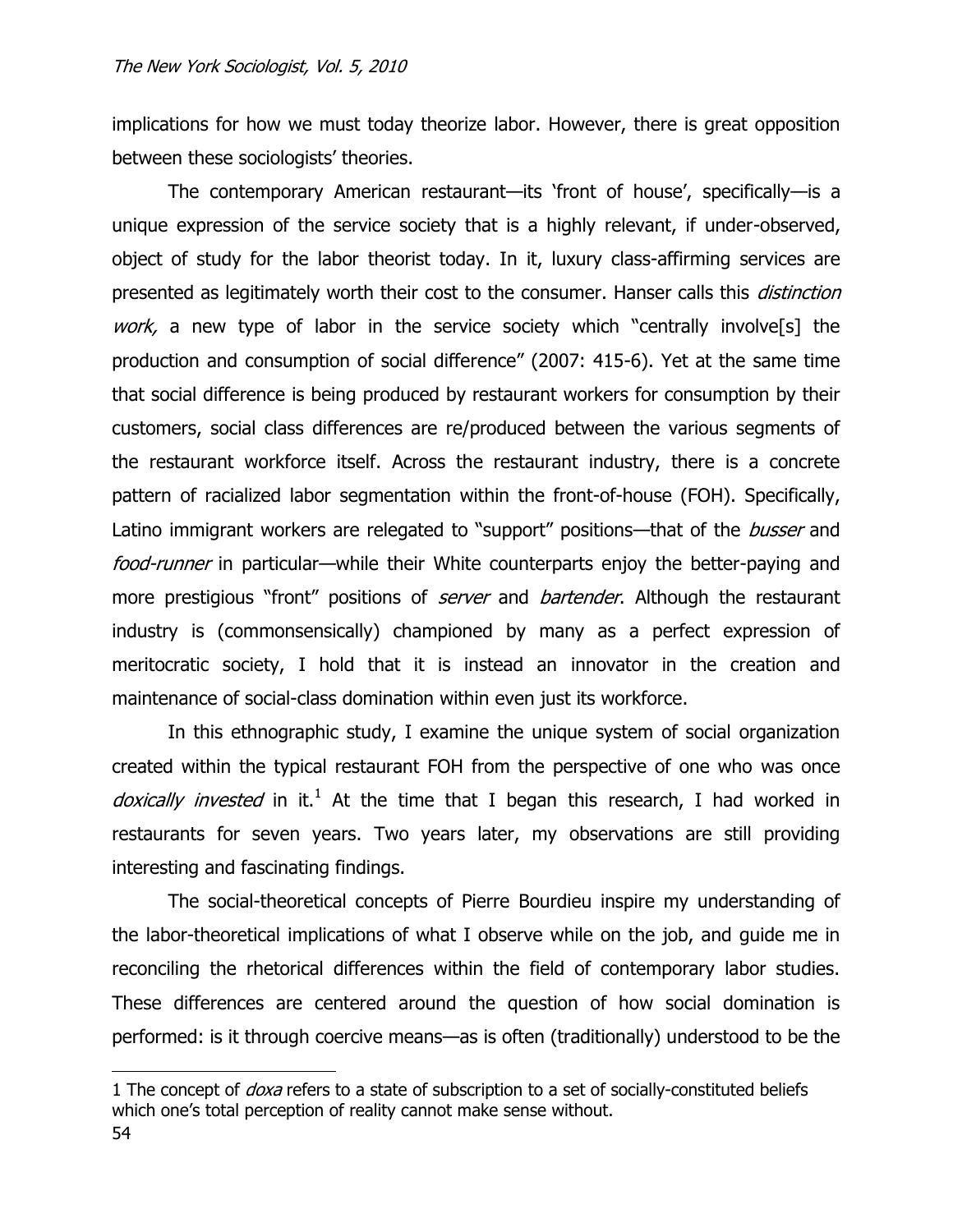implications for how we must today theorize labor. However, there is great opposition between these sociologists' theories.

The contemporary American restaurant—its 'front of house', specifically—is a unique expression of the service society that is a highly relevant, if under-observed, object of study for the labor theorist today. In it, luxury class-affirming services are presented as legitimately worth their cost to the consumer. Hanser calls this *distinction work,* a new type of labor in the service society which "centrally involve[s] the production and consumption of social difference" (2007: 415-6). Yet at the same time that social difference is being produced by restaurant workers for consumption by their customers, social class differences are re/produced between the various segments of the restaurant workforce itself. Across the restaurant industry, there is a concrete pattern of racialized labor segmentation within the front-of-house (FOH). Specifically, Latino immigrant workers are relegated to "support" positions—that of the *busser* and *food-runner* in particular—while their White counterparts enjoy the better-paying and more prestigious "front" positions of *server* and *bartender*. Although the restaurant industry is (commonsensically) championed by many as a perfect expression of meritocratic society, I hold that it is instead an innovator in the creation and maintenance of social-class domination within even just its workforce.

In this ethnographic study, I examine the unique system of social organization created within the typical restaurant FOH from the perspective of one who was once *doxically invested* in it.[1] At the time that I began this research, I had worked in restaurants for seven years. Two years later, my observations are still providing interesting and fascinating findings.

The social-theoretical concepts of Pierre Bourdieu inspire my understanding of the labor-theoretical implications of what I observe while on the job, and guide me in reconciling the rhetorical differences within the field of contemporary labor studies. These differences are centered around the question of how social domination is performed: is it through coercive means—as is often (traditionally) understood to be the

---

1 The concept of *doxa* refers to a state of subscription to a set of socially-constituted beliefs which one's total perception of reality cannot make sense without.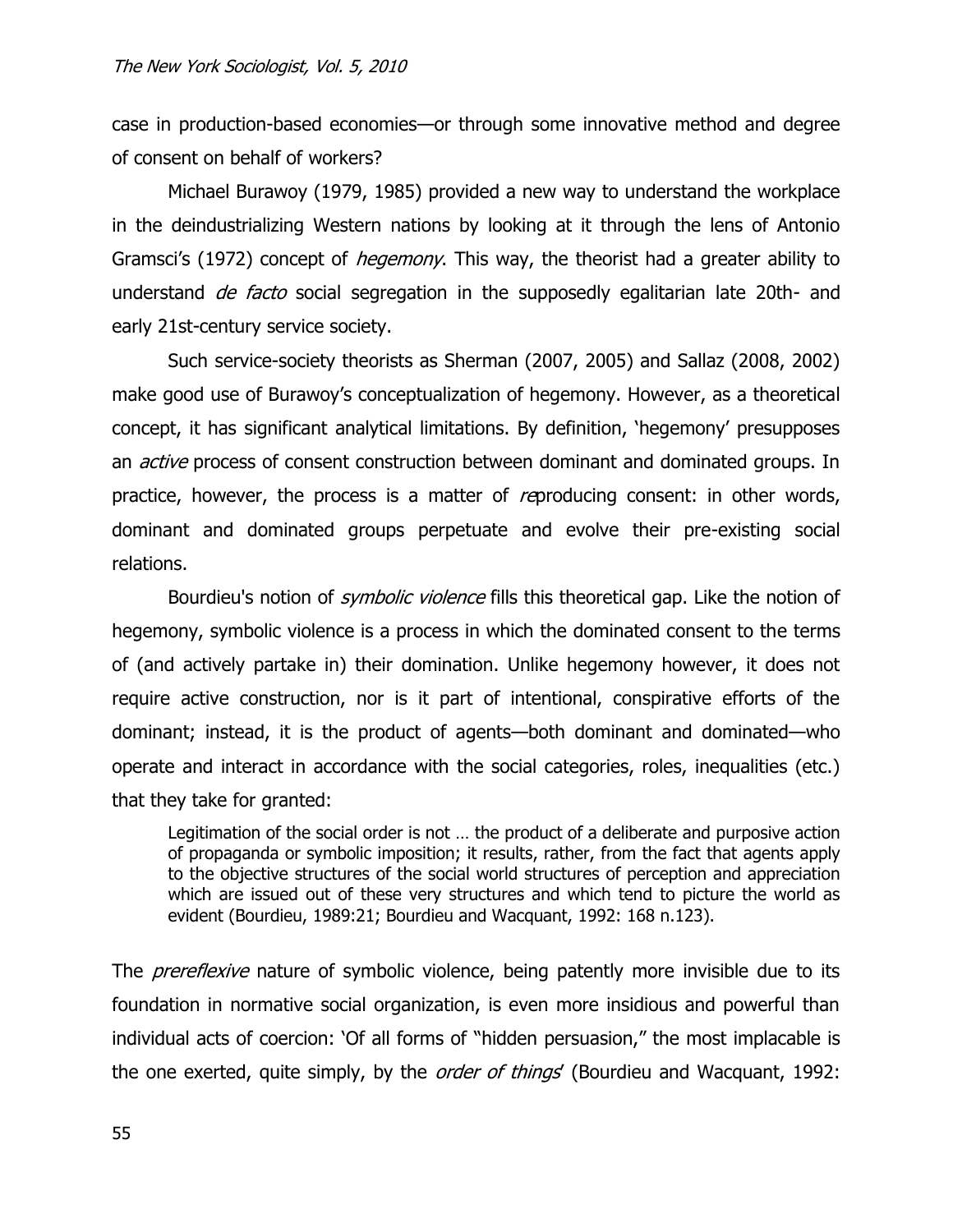case in production-based economies—or through some innovative method and degree of consent on behalf of workers?

Michael Burawoy (1979, 1985) provided a new way to understand the workplace in the deindustrializing Western nations by looking at it through the lens of Antonio Gramsci's (1972) concept of *hegemony*. This way, the theorist had a greater ability to understand *de facto* social segregation in the supposedly egalitarian late 20th- and early 21st-century service society.

Such service-society theorists as Sherman (2007, 2005) and Sallaz (2008, 2002) make good use of Burawoy's conceptualization of hegemony. However, as a theoretical concept, it has significant analytical limitations. By definition, 'hegemony' presupposes an *active* process of consent construction between dominant and dominated groups. In practice, however, the process is a matter of *re*producing consent: in other words, dominant and dominated groups perpetuate and evolve their pre-existing social relations.

Bourdieu's notion of *symbolic violence* fills this theoretical gap. Like the notion of hegemony, symbolic violence is a process in which the dominated consent to the terms of (and actively partake in) their domination. Unlike hegemony however, it does not require active construction, nor is it part of intentional, conspirative efforts of the dominant; instead, it is the product of agents—both dominant and dominated—who operate and interact in accordance with the social categories, roles, inequalities (etc.) that they take for granted:

> Legitimation of the social order is not … the product of a deliberate and purposive action of propaganda or symbolic imposition; it results, rather, from the fact that agents apply to the objective structures of the social world structures of perception and appreciation which are issued out of these very structures and which tend to picture the world as evident (Bourdieu, 1989:21; Bourdieu and Wacquant, 1992: 168 n.123).

The *prereflexive* nature of symbolic violence, being patently more invisible due to its foundation in normative social organization, is even more insidious and powerful than individual acts of coercion: 'Of all forms of "hidden persuasion," the most implacable is the one exerted, quite simply, by the *order of things*' (Bourdieu and Wacquant, 1992: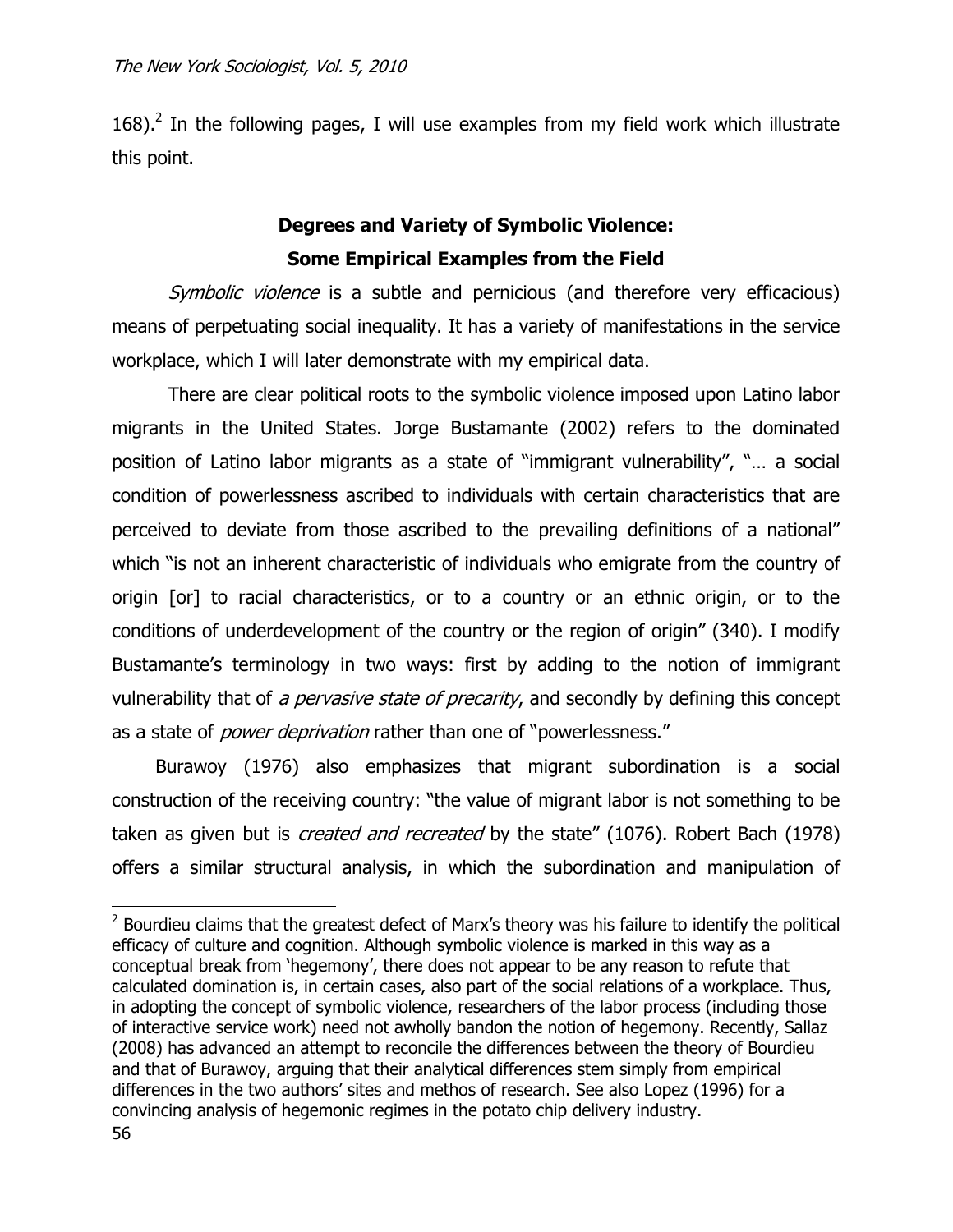168).[2] In the following pages, I will use examples from my field work which illustrate this point.

## Degrees and Variety of Symbolic Violence: Some Empirical Examples from the Field

*Symbolic violence* is a subtle and pernicious (and therefore very efficacious) means of perpetuating social inequality. It has a variety of manifestations in the service workplace, which I will later demonstrate with my empirical data.

There are clear political roots to the symbolic violence imposed upon Latino labor migrants in the United States. Jorge Bustamante (2002) refers to the dominated position of Latino labor migrants as a state of "immigrant vulnerability", "… a social condition of powerlessness ascribed to individuals with certain characteristics that are perceived to deviate from those ascribed to the prevailing definitions of a national" which "is not an inherent characteristic of individuals who emigrate from the country of origin [or] to racial characteristics, or to a country or an ethnic origin, or to the conditions of underdevelopment of the country or the region of origin" (340). I modify Bustamante's terminology in two ways: first by adding to the notion of immigrant vulnerability that of *a pervasive state of precarity*, and secondly by defining this concept as a state of *power deprivation* rather than one of "powerlessness."

Burawoy (1976) also emphasizes that migrant subordination is a social construction of the receiving country: "the value of migrant labor is not something to be taken as given but is *created and recreated* by the state" (1076). Robert Bach (1978) offers a similar structural analysis, in which the subordination and manipulation of

---

[2] Bourdieu claims that the greatest defect of Marx's theory was his failure to identify the political efficacy of culture and cognition. Although symbolic violence is marked in this way as a conceptual break from 'hegemony', there does not appear to be any reason to refute that calculated domination is, in certain cases, also part of the social relations of a workplace. Thus, in adopting the concept of symbolic violence, researchers of the labor process (including those of interactive service work) need not awholly bandon the notion of hegemony. Recently, Sallaz (2008) has advanced an attempt to reconcile the differences between the theory of Bourdieu and that of Burawoy, arguing that their analytical differences stem simply from empirical differences in the two authors' sites and methos of research. See also Lopez (1996) for a convincing analysis of hegemonic regimes in the potato chip delivery industry.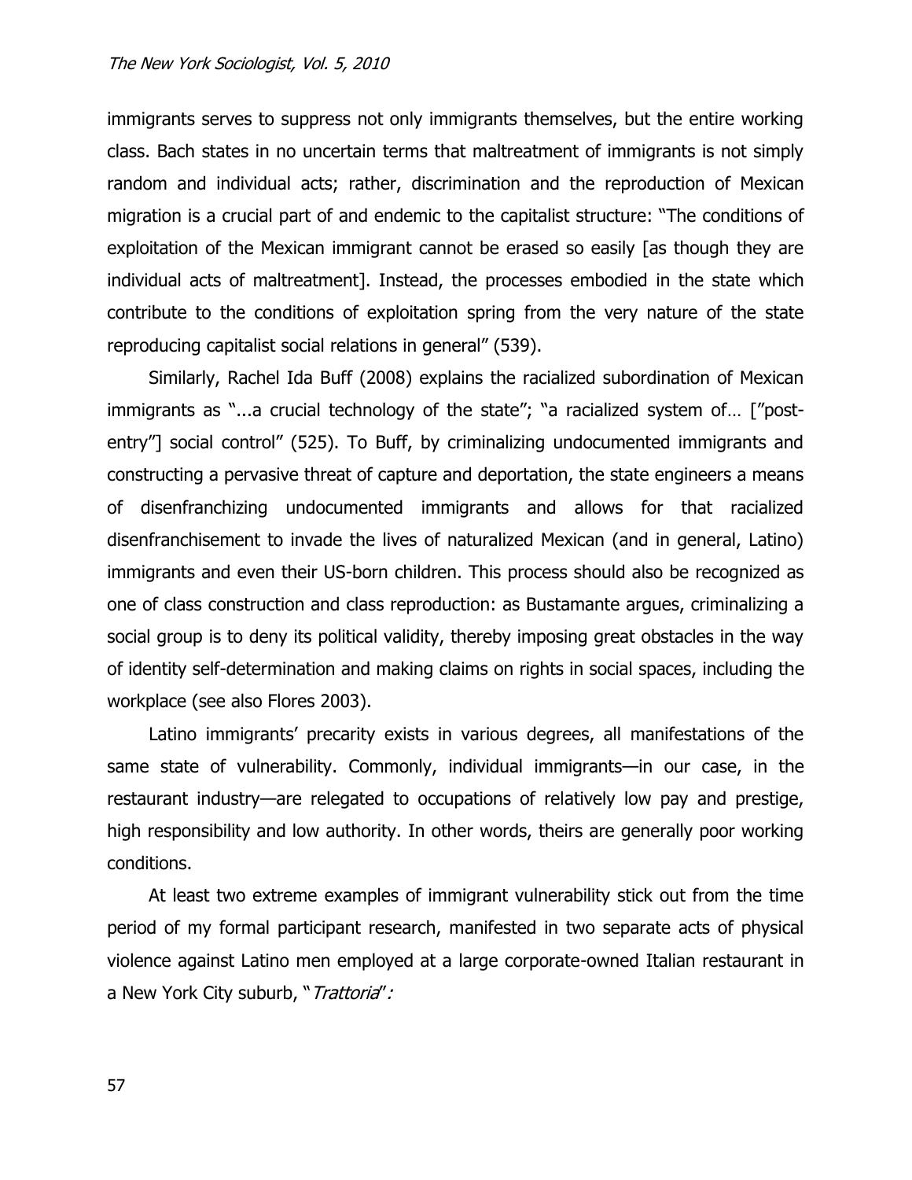immigrants serves to suppress not only immigrants themselves, but the entire working class. Bach states in no uncertain terms that maltreatment of immigrants is not simply random and individual acts; rather, discrimination and the reproduction of Mexican migration is a crucial part of and endemic to the capitalist structure: "The conditions of exploitation of the Mexican immigrant cannot be erased so easily [as though they are individual acts of maltreatment]. Instead, the processes embodied in the state which contribute to the conditions of exploitation spring from the very nature of the state reproducing capitalist social relations in general" (539).

Similarly, Rachel Ida Buff (2008) explains the racialized subordination of Mexican immigrants as "...a crucial technology of the state"; "a racialized system of… ["post-entry"] social control" (525). To Buff, by criminalizing undocumented immigrants and constructing a pervasive threat of capture and deportation, the state engineers a means of disenfranchizing undocumented immigrants and allows for that racialized disenfranchisement to invade the lives of naturalized Mexican (and in general, Latino) immigrants and even their US-born children. This process should also be recognized as one of class construction and class reproduction: as Bustamante argues, criminalizing a social group is to deny its political validity, thereby imposing great obstacles in the way of identity self-determination and making claims on rights in social spaces, including the workplace (see also Flores 2003).

Latino immigrants' precarity exists in various degrees, all manifestations of the same state of vulnerability. Commonly, individual immigrants—in our case, in the restaurant industry—are relegated to occupations of relatively low pay and prestige, high responsibility and low authority. In other words, theirs are generally poor working conditions.

At least two extreme examples of immigrant vulnerability stick out from the time period of my formal participant research, manifested in two separate acts of physical violence against Latino men employed at a large corporate-owned Italian restaurant in a New York City suburb, "*Trattoria*":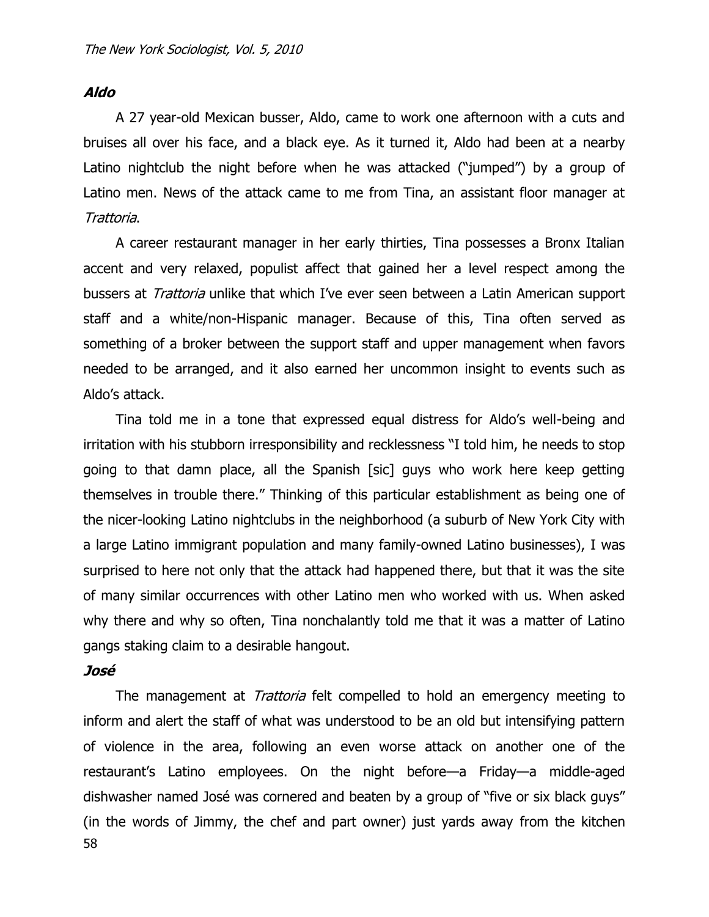### ***Aldo***

A 27 year-old Mexican busser, Aldo, came to work one afternoon with a cuts and bruises all over his face, and a black eye. As it turned it, Aldo had been at a nearby Latino nightclub the night before when he was attacked ("jumped") by a group of Latino men. News of the attack came to me from Tina, an assistant floor manager at *Trattoria*.

A career restaurant manager in her early thirties, Tina possesses a Bronx Italian accent and very relaxed, populist affect that gained her a level respect among the bussers at *Trattoria* unlike that which I've ever seen between a Latin American support staff and a white/non-Hispanic manager. Because of this, Tina often served as something of a broker between the support staff and upper management when favors needed to be arranged, and it also earned her uncommon insight to events such as Aldo's attack.

Tina told me in a tone that expressed equal distress for Aldo's well-being and irritation with his stubborn irresponsibility and recklessness "I told him, he needs to stop going to that damn place, all the Spanish [sic] guys who work here keep getting themselves in trouble there." Thinking of this particular establishment as being one of the nicer-looking Latino nightclubs in the neighborhood (a suburb of New York City with a large Latino immigrant population and many family-owned Latino businesses), I was surprised to here not only that the attack had happened there, but that it was the site of many similar occurrences with other Latino men who worked with us. When asked why there and why so often, Tina nonchalantly told me that it was a matter of Latino gangs staking claim to a desirable hangout.

### ***José***

The management at *Trattoria* felt compelled to hold an emergency meeting to inform and alert the staff of what was understood to be an old but intensifying pattern of violence in the area, following an even worse attack on another one of the restaurant's Latino employees. On the night before—a Friday—a middle-aged dishwasher named José was cornered and beaten by a group of "five or six black guys" (in the words of Jimmy, the chef and part owner) just yards away from the kitchen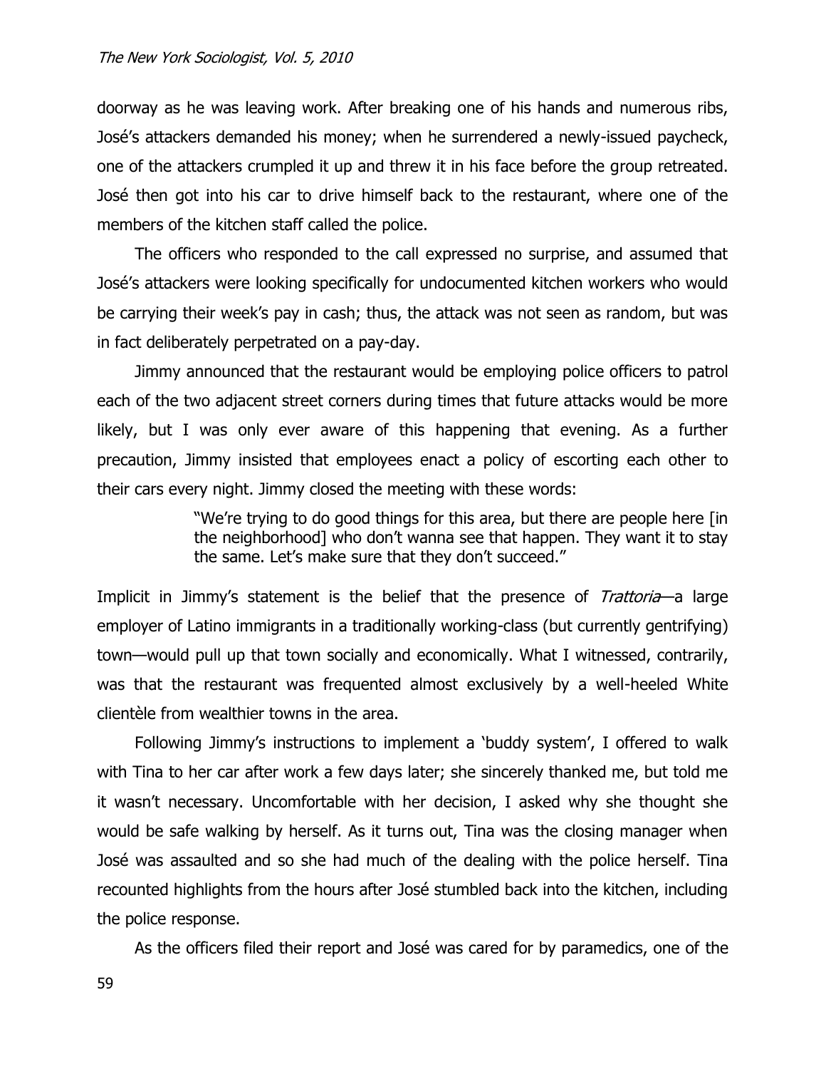doorway as he was leaving work. After breaking one of his hands and numerous ribs, José's attackers demanded his money; when he surrendered a newly-issued paycheck, one of the attackers crumpled it up and threw it in his face before the group retreated. José then got into his car to drive himself back to the restaurant, where one of the members of the kitchen staff called the police.

The officers who responded to the call expressed no surprise, and assumed that José's attackers were looking specifically for undocumented kitchen workers who would be carrying their week's pay in cash; thus, the attack was not seen as random, but was in fact deliberately perpetrated on a pay-day.

Jimmy announced that the restaurant would be employing police officers to patrol each of the two adjacent street corners during times that future attacks would be more likely, but I was only ever aware of this happening that evening. As a further precaution, Jimmy insisted that employees enact a policy of escorting each other to their cars every night. Jimmy closed the meeting with these words:

> "We're trying to do good things for this area, but there are people here [in the neighborhood] who don't wanna see that happen. They want it to stay the same. Let's make sure that they don't succeed."

Implicit in Jimmy's statement is the belief that the presence of *Trattoria*—a large employer of Latino immigrants in a traditionally working-class (but currently gentrifying) town—would pull up that town socially and economically. What I witnessed, contrarily, was that the restaurant was frequented almost exclusively by a well-heeled White clientèle from wealthier towns in the area.

Following Jimmy's instructions to implement a 'buddy system', I offered to walk with Tina to her car after work a few days later; she sincerely thanked me, but told me it wasn't necessary. Uncomfortable with her decision, I asked why she thought she would be safe walking by herself. As it turns out, Tina was the closing manager when José was assaulted and so she had much of the dealing with the police herself. Tina recounted highlights from the hours after José stumbled back into the kitchen, including the police response.

As the officers filed their report and José was cared for by paramedics, one of the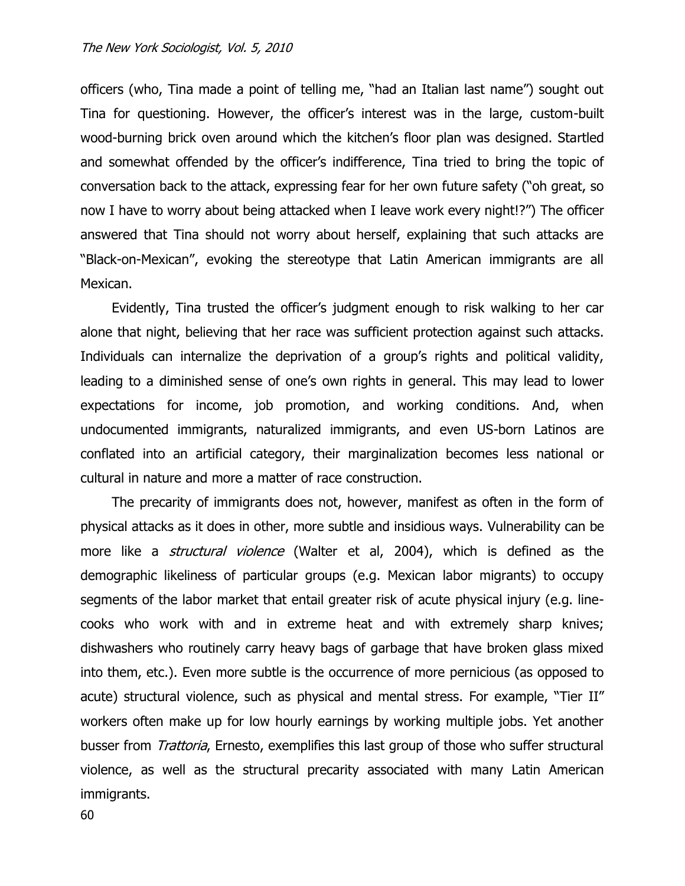officers (who, Tina made a point of telling me, "had an Italian last name") sought out Tina for questioning. However, the officer's interest was in the large, custom-built wood-burning brick oven around which the kitchen's floor plan was designed. Startled and somewhat offended by the officer's indifference, Tina tried to bring the topic of conversation back to the attack, expressing fear for her own future safety ("oh great, so now I have to worry about being attacked when I leave work every night!?") The officer answered that Tina should not worry about herself, explaining that such attacks are "Black-on-Mexican", evoking the stereotype that Latin American immigrants are all Mexican.

Evidently, Tina trusted the officer's judgment enough to risk walking to her car alone that night, believing that her race was sufficient protection against such attacks. Individuals can internalize the deprivation of a group's rights and political validity, leading to a diminished sense of one's own rights in general. This may lead to lower expectations for income, job promotion, and working conditions. And, when undocumented immigrants, naturalized immigrants, and even US-born Latinos are conflated into an artificial category, their marginalization becomes less national or cultural in nature and more a matter of race construction.

The precarity of immigrants does not, however, manifest as often in the form of physical attacks as it does in other, more subtle and insidious ways. Vulnerability can be more like a *structural violence* (Walter et al, 2004), which is defined as the demographic likeliness of particular groups (e.g. Mexican labor migrants) to occupy segments of the labor market that entail greater risk of acute physical injury (e.g. line-cooks who work with and in extreme heat and with extremely sharp knives; dishwashers who routinely carry heavy bags of garbage that have broken glass mixed into them, etc.). Even more subtle is the occurrence of more pernicious (as opposed to acute) structural violence, such as physical and mental stress. For example, "Tier II" workers often make up for low hourly earnings by working multiple jobs. Yet another busser from *Trattoria*, Ernesto, exemplifies this last group of those who suffer structural violence, as well as the structural precarity associated with many Latin American immigrants.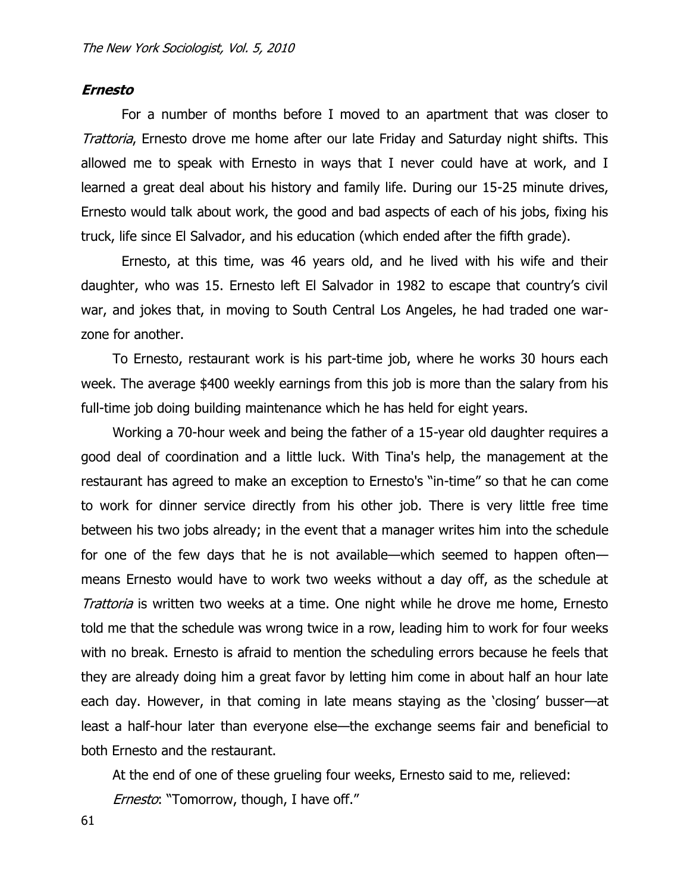### *Ernesto*

For a number of months before I moved to an apartment that was closer to *Trattoria*, Ernesto drove me home after our late Friday and Saturday night shifts. This allowed me to speak with Ernesto in ways that I never could have at work, and I learned a great deal about his history and family life. During our 15-25 minute drives, Ernesto would talk about work, the good and bad aspects of each of his jobs, fixing his truck, life since El Salvador, and his education (which ended after the fifth grade).

Ernesto, at this time, was 46 years old, and he lived with his wife and their daughter, who was 15. Ernesto left El Salvador in 1982 to escape that country's civil war, and jokes that, in moving to South Central Los Angeles, he had traded one war-zone for another.

To Ernesto, restaurant work is his part-time job, where he works 30 hours each week. The average $400 weekly earnings from this job is more than the salary from his full-time job doing building maintenance which he has held for eight years.

Working a 70-hour week and being the father of a 15-year old daughter requires a good deal of coordination and a little luck. With Tina's help, the management at the restaurant has agreed to make an exception to Ernesto's "in-time" so that he can come to work for dinner service directly from his other job. There is very little free time between his two jobs already; in the event that a manager writes him into the schedule for one of the few days that he is not available—which seemed to happen often—means Ernesto would have to work two weeks without a day off, as the schedule at *Trattoria* is written two weeks at a time. One night while he drove me home, Ernesto told me that the schedule was wrong twice in a row, leading him to work for four weeks with no break. Ernesto is afraid to mention the scheduling errors because he feels that they are already doing him a great favor by letting him come in about half an hour late each day. However, in that coming in late means staying as the 'closing' busser—at least a half-hour later than everyone else—the exchange seems fair and beneficial to both Ernesto and the restaurant.

At the end of one of these grueling four weeks, Ernesto said to me, relieved:

*Ernesto*: "Tomorrow, though, I have off."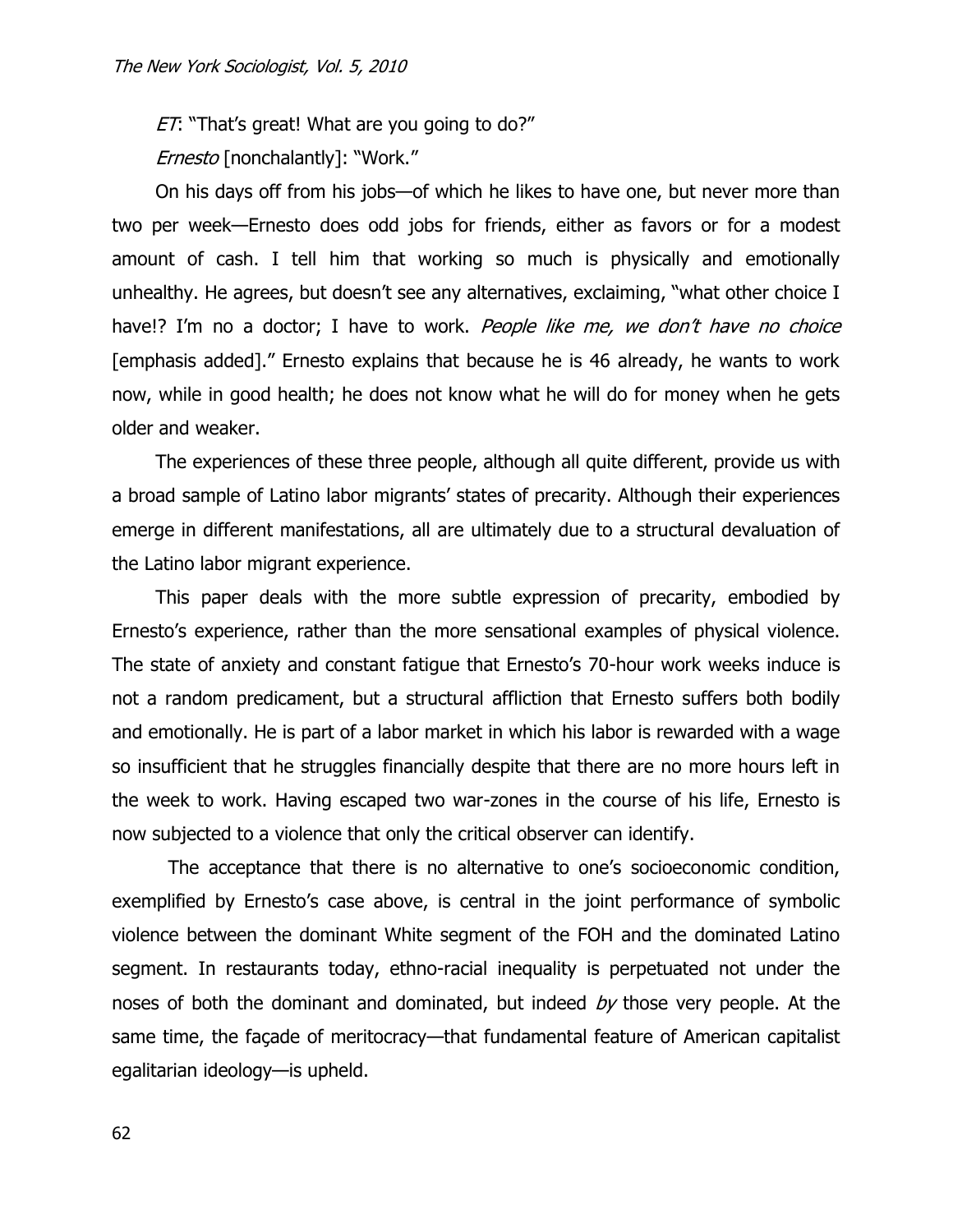*ET*: "That's great! What are you going to do?"

*Ernesto* [nonchalantly]: "Work."

On his days off from his jobs—of which he likes to have one, but never more than two per week—Ernesto does odd jobs for friends, either as favors or for a modest amount of cash. I tell him that working so much is physically and emotionally unhealthy. He agrees, but doesn't see any alternatives, exclaiming, "what other choice I have!? I'm no a doctor; I have to work. *People like me, we don't have no choice* [emphasis added]." Ernesto explains that because he is 46 already, he wants to work now, while in good health; he does not know what he will do for money when he gets older and weaker.

The experiences of these three people, although all quite different, provide us with a broad sample of Latino labor migrants' states of precarity. Although their experiences emerge in different manifestations, all are ultimately due to a structural devaluation of the Latino labor migrant experience.

This paper deals with the more subtle expression of precarity, embodied by Ernesto's experience, rather than the more sensational examples of physical violence. The state of anxiety and constant fatigue that Ernesto's 70-hour work weeks induce is not a random predicament, but a structural affliction that Ernesto suffers both bodily and emotionally. He is part of a labor market in which his labor is rewarded with a wage so insufficient that he struggles financially despite that there are no more hours left in the week to work. Having escaped two war-zones in the course of his life, Ernesto is now subjected to a violence that only the critical observer can identify.

The acceptance that there is no alternative to one's socioeconomic condition, exemplified by Ernesto's case above, is central in the joint performance of symbolic violence between the dominant White segment of the FOH and the dominated Latino segment. In restaurants today, ethno-racial inequality is perpetuated not under the noses of both the dominant and dominated, but indeed *by* those very people. At the same time, the façade of meritocracy—that fundamental feature of American capitalist egalitarian ideology—is upheld.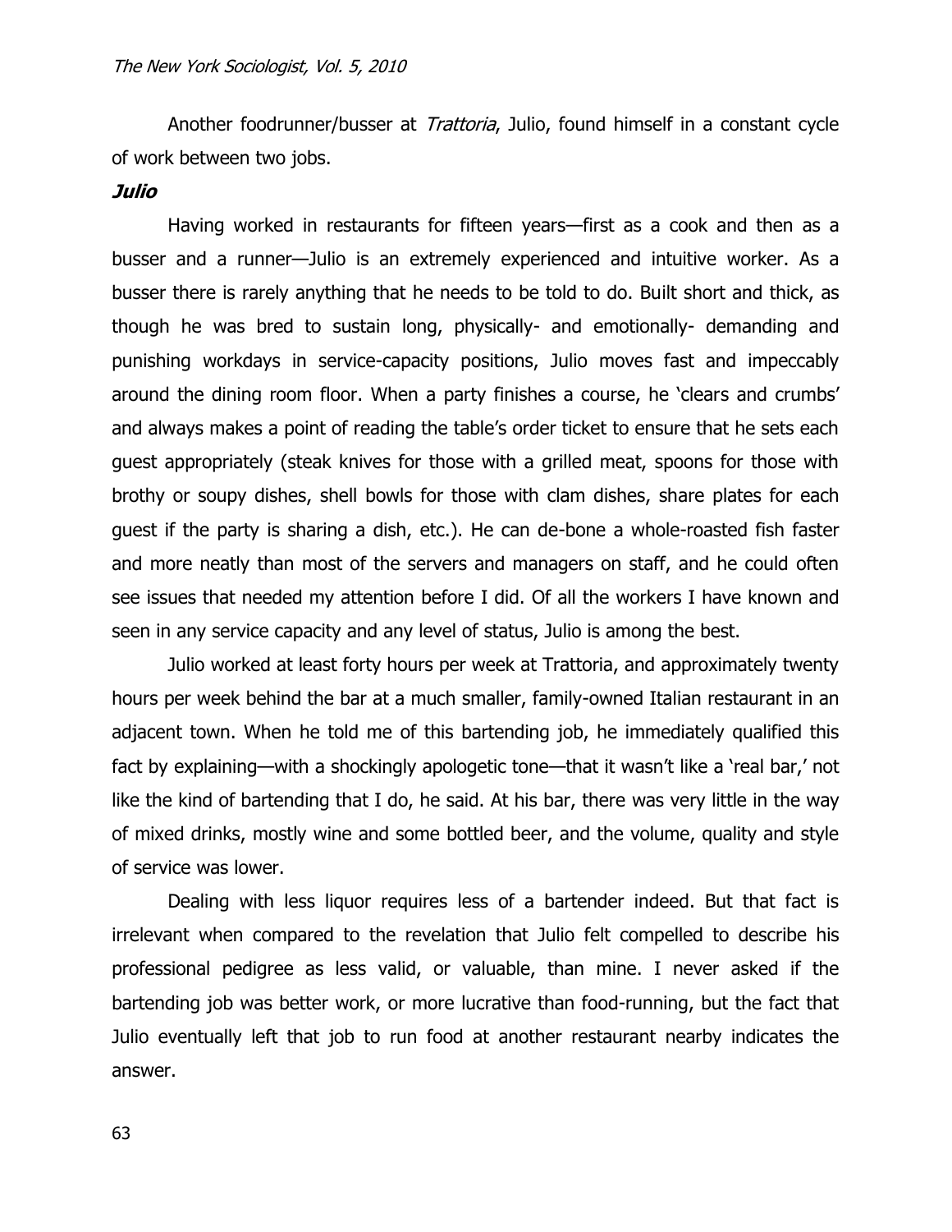Another foodrunner/busser at *Trattoria*, Julio, found himself in a constant cycle of work between two jobs.

***Julio***

Having worked in restaurants for fifteen years—first as a cook and then as a busser and a runner—Julio is an extremely experienced and intuitive worker. As a busser there is rarely anything that he needs to be told to do. Built short and thick, as though he was bred to sustain long, physically- and emotionally- demanding and punishing workdays in service-capacity positions, Julio moves fast and impeccably around the dining room floor. When a party finishes a course, he 'clears and crumbs' and always makes a point of reading the table's order ticket to ensure that he sets each guest appropriately (steak knives for those with a grilled meat, spoons for those with brothy or soupy dishes, shell bowls for those with clam dishes, share plates for each guest if the party is sharing a dish, etc.). He can de-bone a whole-roasted fish faster and more neatly than most of the servers and managers on staff, and he could often see issues that needed my attention before I did. Of all the workers I have known and seen in any service capacity and any level of status, Julio is among the best.

Julio worked at least forty hours per week at Trattoria, and approximately twenty hours per week behind the bar at a much smaller, family-owned Italian restaurant in an adjacent town. When he told me of this bartending job, he immediately qualified this fact by explaining—with a shockingly apologetic tone—that it wasn't like a 'real bar,' not like the kind of bartending that I do, he said. At his bar, there was very little in the way of mixed drinks, mostly wine and some bottled beer, and the volume, quality and style of service was lower.

Dealing with less liquor requires less of a bartender indeed. But that fact is irrelevant when compared to the revelation that Julio felt compelled to describe his professional pedigree as less valid, or valuable, than mine. I never asked if the bartending job was better work, or more lucrative than food-running, but the fact that Julio eventually left that job to run food at another restaurant nearby indicates the answer.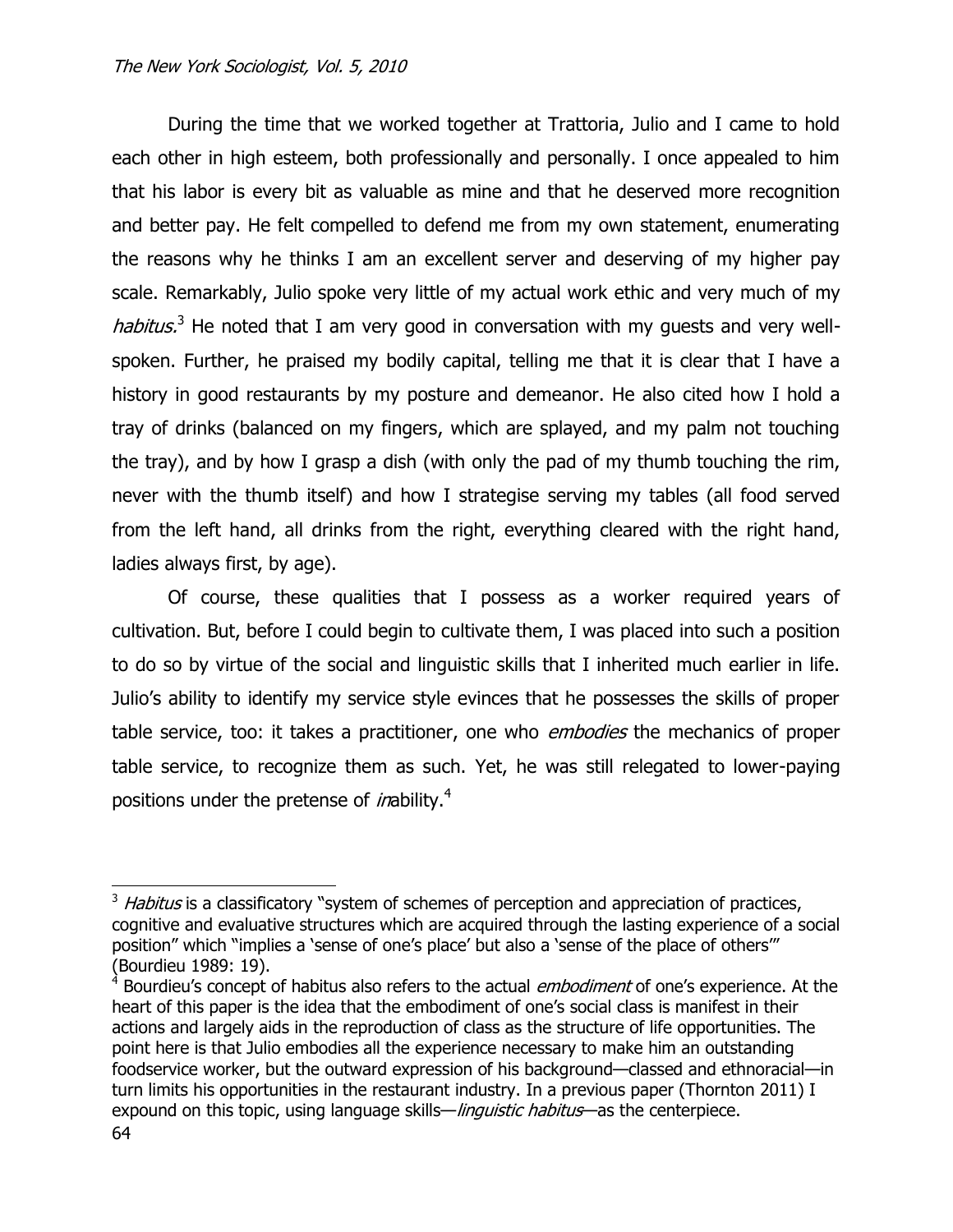During the time that we worked together at Trattoria, Julio and I came to hold each other in high esteem, both professionally and personally. I once appealed to him that his labor is every bit as valuable as mine and that he deserved more recognition and better pay. He felt compelled to defend me from my own statement, enumerating the reasons why he thinks I am an excellent server and deserving of my higher pay scale. Remarkably, Julio spoke very little of my actual work ethic and very much of my *habitus*.[3] He noted that I am very good in conversation with my guests and very well-spoken. Further, he praised my bodily capital, telling me that it is clear that I have a history in good restaurants by my posture and demeanor. He also cited how I hold a tray of drinks (balanced on my fingers, which are splayed, and my palm not touching the tray), and by how I grasp a dish (with only the pad of my thumb touching the rim, never with the thumb itself) and how I strategise serving my tables (all food served from the left hand, all drinks from the right, everything cleared with the right hand, ladies always first, by age).

Of course, these qualities that I possess as a worker required years of cultivation. But, before I could begin to cultivate them, I was placed into such a position to do so by virtue of the social and linguistic skills that I inherited much earlier in life. Julio's ability to identify my service style evinces that he possesses the skills of proper table service, too: it takes a practitioner, one who *embodies* the mechanics of proper table service, to recognize them as such. Yet, he was still relegated to lower-paying positions under the pretense of *in*ability.[4]

---

[3] *Habitus* is a classificatory "system of schemes of perception and appreciation of practices, cognitive and evaluative structures which are acquired through the lasting experience of a social position" which "implies a 'sense of one's place' but also a 'sense of the place of others'" (Bourdieu 1989: 19).

[4] Bourdieu's concept of habitus also refers to the actual *embodiment* of one's experience. At the heart of this paper is the idea that the embodiment of one's social class is manifest in their actions and largely aids in the reproduction of class as the structure of life opportunities. The point here is that Julio embodies all the experience necessary to make him an outstanding foodservice worker, but the outward expression of his background—classed and ethnoracial—in turn limits his opportunities in the restaurant industry. In a previous paper (Thornton 2011) I expound on this topic, using language skills—*linguistic habitus*—as the centerpiece.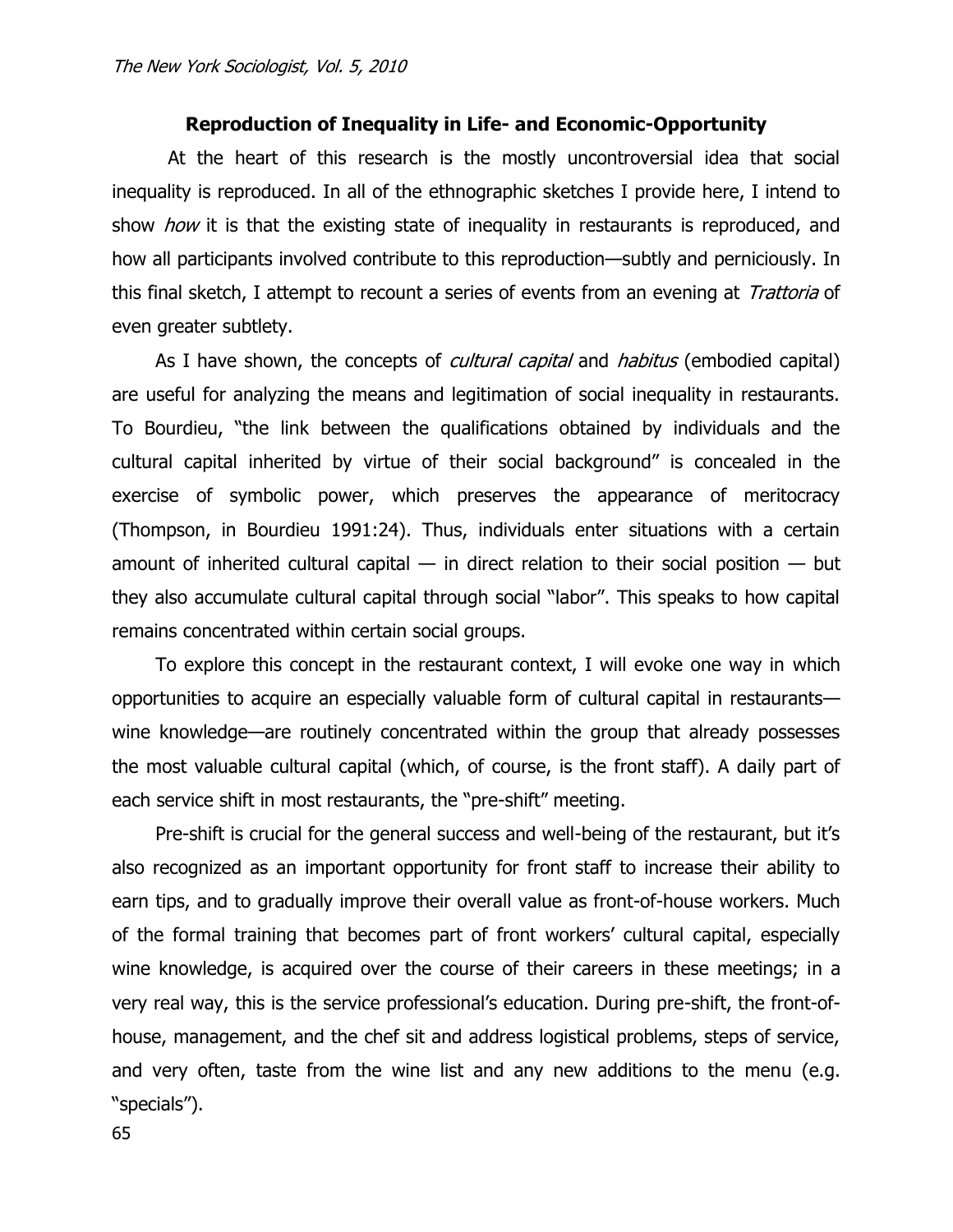## Reproduction of Inequality in Life- and Economic-Opportunity

At the heart of this research is the mostly uncontroversial idea that social inequality is reproduced. In all of the ethnographic sketches I provide here, I intend to show *how* it is that the existing state of inequality in restaurants is reproduced, and how all participants involved contribute to this reproduction—subtly and perniciously. In this final sketch, I attempt to recount a series of events from an evening at *Trattoria* of even greater subtlety.

As I have shown, the concepts of *cultural capital* and *habitus* (embodied capital) are useful for analyzing the means and legitimation of social inequality in restaurants. To Bourdieu, "the link between the qualifications obtained by individuals and the cultural capital inherited by virtue of their social background" is concealed in the exercise of symbolic power, which preserves the appearance of meritocracy (Thompson, in Bourdieu 1991:24). Thus, individuals enter situations with a certain amount of inherited cultural capital — in direct relation to their social position — but they also accumulate cultural capital through social "labor". This speaks to how capital remains concentrated within certain social groups.

To explore this concept in the restaurant context, I will evoke one way in which opportunities to acquire an especially valuable form of cultural capital in restaurants—wine knowledge—are routinely concentrated within the group that already possesses the most valuable cultural capital (which, of course, is the front staff). A daily part of each service shift in most restaurants, the "pre-shift" meeting.

Pre-shift is crucial for the general success and well-being of the restaurant, but it's also recognized as an important opportunity for front staff to increase their ability to earn tips, and to gradually improve their overall value as front-of-house workers. Much of the formal training that becomes part of front workers' cultural capital, especially wine knowledge, is acquired over the course of their careers in these meetings; in a very real way, this is the service professional's education. During pre-shift, the front-of-house, management, and the chef sit and address logistical problems, steps of service, and very often, taste from the wine list and any new additions to the menu (e.g. "specials").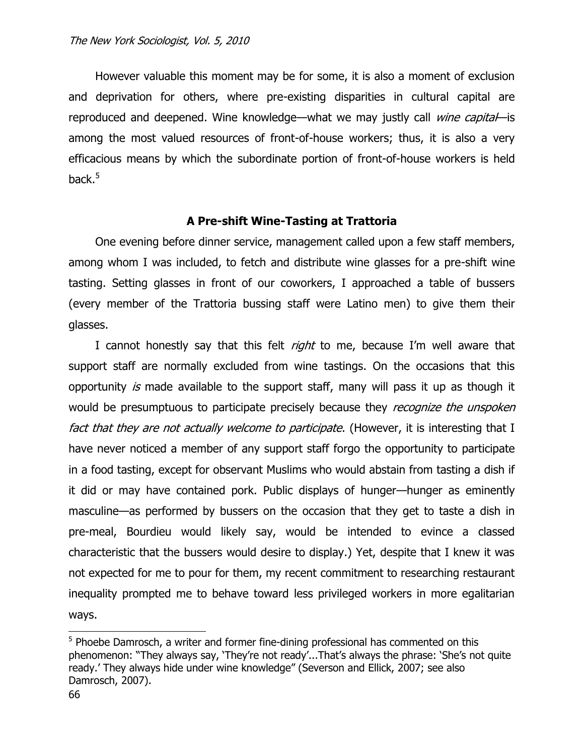However valuable this moment may be for some, it is also a moment of exclusion and deprivation for others, where pre-existing disparities in cultural capital are reproduced and deepened. Wine knowledge—what we may justly call *wine capital*—is among the most valued resources of front-of-house workers; thus, it is also a very efficacious means by which the subordinate portion of front-of-house workers is held back.[5]

### A Pre-shift Wine-Tasting at Trattoria

One evening before dinner service, management called upon a few staff members, among whom I was included, to fetch and distribute wine glasses for a pre-shift wine tasting. Setting glasses in front of our coworkers, I approached a table of bussers (every member of the Trattoria bussing staff were Latino men) to give them their glasses.

I cannot honestly say that this felt *right* to me, because I'm well aware that support staff are normally excluded from wine tastings. On the occasions that this opportunity *is* made available to the support staff, many will pass it up as though it would be presumptuous to participate precisely because they *recognize the unspoken fact that they are not actually welcome to participate*. (However, it is interesting that I have never noticed a member of any support staff forgo the opportunity to participate in a food tasting, except for observant Muslims who would abstain from tasting a dish if it did or may have contained pork. Public displays of hunger—hunger as eminently masculine—as performed by bussers on the occasion that they get to taste a dish in pre-meal, Bourdieu would likely say, would be intended to evince a classed characteristic that the bussers would desire to display.) Yet, despite that I knew it was not expected for me to pour for them, my recent commitment to researching restaurant inequality prompted me to behave toward less privileged workers in more egalitarian ways.

---

[5] Phoebe Damrosch, a writer and former fine-dining professional has commented on this phenomenon: "They always say, 'They're not ready'...That's always the phrase: 'She's not quite ready.' They always hide under wine knowledge" (Severson and Ellick, 2007; see also Damrosch, 2007).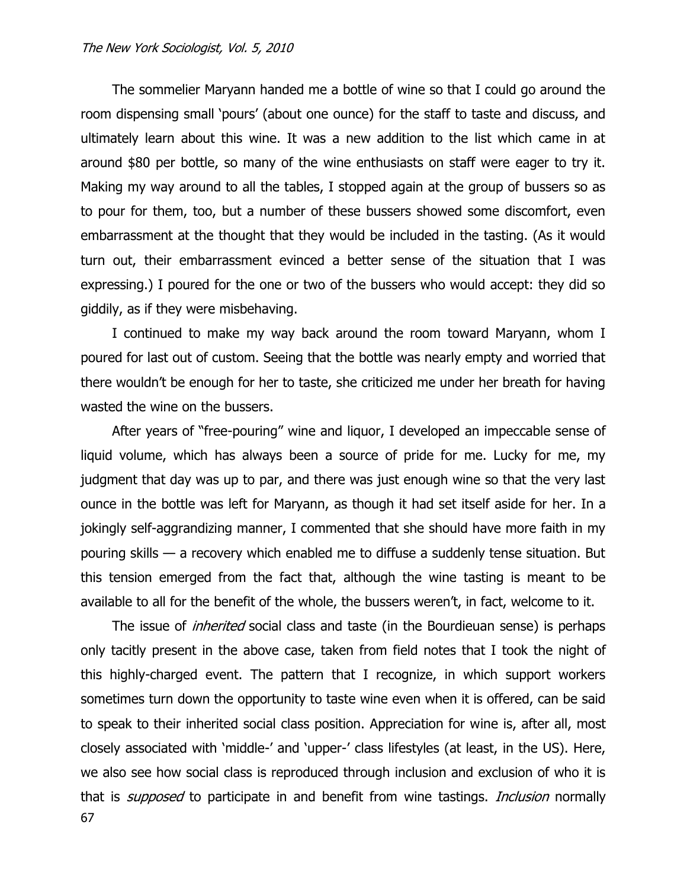The sommelier Maryann handed me a bottle of wine so that I could go around the room dispensing small 'pours' (about one ounce) for the staff to taste and discuss, and ultimately learn about this wine. It was a new addition to the list which came in at around $80 per bottle, so many of the wine enthusiasts on staff were eager to try it. Making my way around to all the tables, I stopped again at the group of bussers so as to pour for them, too, but a number of these bussers showed some discomfort, even embarrassment at the thought that they would be included in the tasting. (As it would turn out, their embarrassment evinced a better sense of the situation that I was expressing.) I poured for the one or two of the bussers who would accept: they did so giddily, as if they were misbehaving.

I continued to make my way back around the room toward Maryann, whom I poured for last out of custom. Seeing that the bottle was nearly empty and worried that there wouldn't be enough for her to taste, she criticized me under her breath for having wasted the wine on the bussers.

After years of "free-pouring" wine and liquor, I developed an impeccable sense of liquid volume, which has always been a source of pride for me. Lucky for me, my judgment that day was up to par, and there was just enough wine so that the very last ounce in the bottle was left for Maryann, as though it had set itself aside for her. In a jokingly self-aggrandizing manner, I commented that she should have more faith in my pouring skills — a recovery which enabled me to diffuse a suddenly tense situation. But this tension emerged from the fact that, although the wine tasting is meant to be available to all for the benefit of the whole, the bussers weren't, in fact, welcome to it.

The issue of *inherited* social class and taste (in the Bourdieuan sense) is perhaps only tacitly present in the above case, taken from field notes that I took the night of this highly-charged event. The pattern that I recognize, in which support workers sometimes turn down the opportunity to taste wine even when it is offered, can be said to speak to their inherited social class position. Appreciation for wine is, after all, most closely associated with 'middle-' and 'upper-' class lifestyles (at least, in the US). Here, we also see how social class is reproduced through inclusion and exclusion of who it is that is *supposed* to participate in and benefit from wine tastings. *Inclusion* normally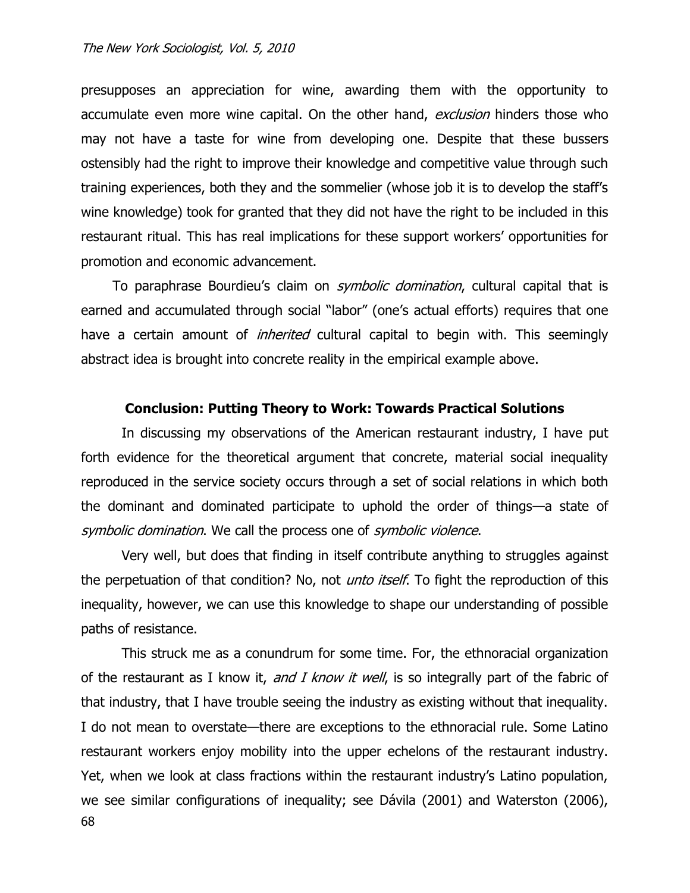presupposes an appreciation for wine, awarding them with the opportunity to accumulate even more wine capital. On the other hand, *exclusion* hinders those who may not have a taste for wine from developing one. Despite that these bussers ostensibly had the right to improve their knowledge and competitive value through such training experiences, both they and the sommelier (whose job it is to develop the staff's wine knowledge) took for granted that they did not have the right to be included in this restaurant ritual. This has real implications for these support workers' opportunities for promotion and economic advancement.

To paraphrase Bourdieu's claim on *symbolic domination*, cultural capital that is earned and accumulated through social "labor" (one's actual efforts) requires that one have a certain amount of *inherited* cultural capital to begin with. This seemingly abstract idea is brought into concrete reality in the empirical example above.

## Conclusion: Putting Theory to Work: Towards Practical Solutions

In discussing my observations of the American restaurant industry, I have put forth evidence for the theoretical argument that concrete, material social inequality reproduced in the service society occurs through a set of social relations in which both the dominant and dominated participate to uphold the order of things—a state of *symbolic domination*. We call the process one of *symbolic violence*.

Very well, but does that finding in itself contribute anything to struggles against the perpetuation of that condition? No, not *unto itself*. To fight the reproduction of this inequality, however, we can use this knowledge to shape our understanding of possible paths of resistance.

This struck me as a conundrum for some time. For, the ethnoracial organization of the restaurant as I know it, *and I know it well*, is so integrally part of the fabric of that industry, that I have trouble seeing the industry as existing without that inequality. I do not mean to overstate—there are exceptions to the ethnoracial rule. Some Latino restaurant workers enjoy mobility into the upper echelons of the restaurant industry. Yet, when we look at class fractions within the restaurant industry's Latino population, we see similar configurations of inequality; see Dávila (2001) and Waterston (2006),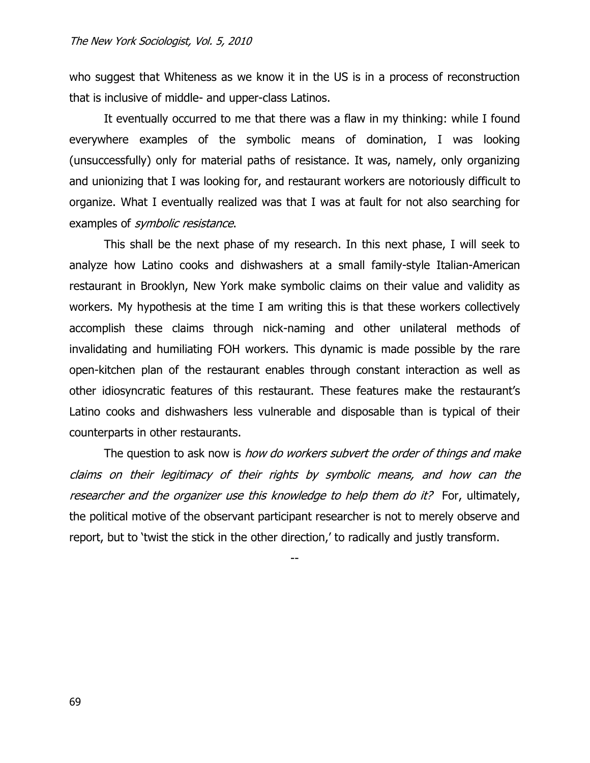who suggest that Whiteness as we know it in the US is in a process of reconstruction that is inclusive of middle- and upper-class Latinos.

It eventually occurred to me that there was a flaw in my thinking: while I found everywhere examples of the symbolic means of domination, I was looking (unsuccessfully) only for material paths of resistance. It was, namely, only organizing and unionizing that I was looking for, and restaurant workers are notoriously difficult to organize. What I eventually realized was that I was at fault for not also searching for examples of *symbolic resistance*.

This shall be the next phase of my research. In this next phase, I will seek to analyze how Latino cooks and dishwashers at a small family-style Italian-American restaurant in Brooklyn, New York make symbolic claims on their value and validity as workers. My hypothesis at the time I am writing this is that these workers collectively accomplish these claims through nick-naming and other unilateral methods of invalidating and humiliating FOH workers. This dynamic is made possible by the rare open-kitchen plan of the restaurant enables through constant interaction as well as other idiosyncratic features of this restaurant. These features make the restaurant's Latino cooks and dishwashers less vulnerable and disposable than is typical of their counterparts in other restaurants.

The question to ask now is *how do workers subvert the order of things and make claims on their legitimacy of their rights by symbolic means, and how can the researcher and the organizer use this knowledge to help them do it?* For, ultimately, the political motive of the observant participant researcher is not to merely observe and report, but to 'twist the stick in the other direction,' to radically and justly transform.

--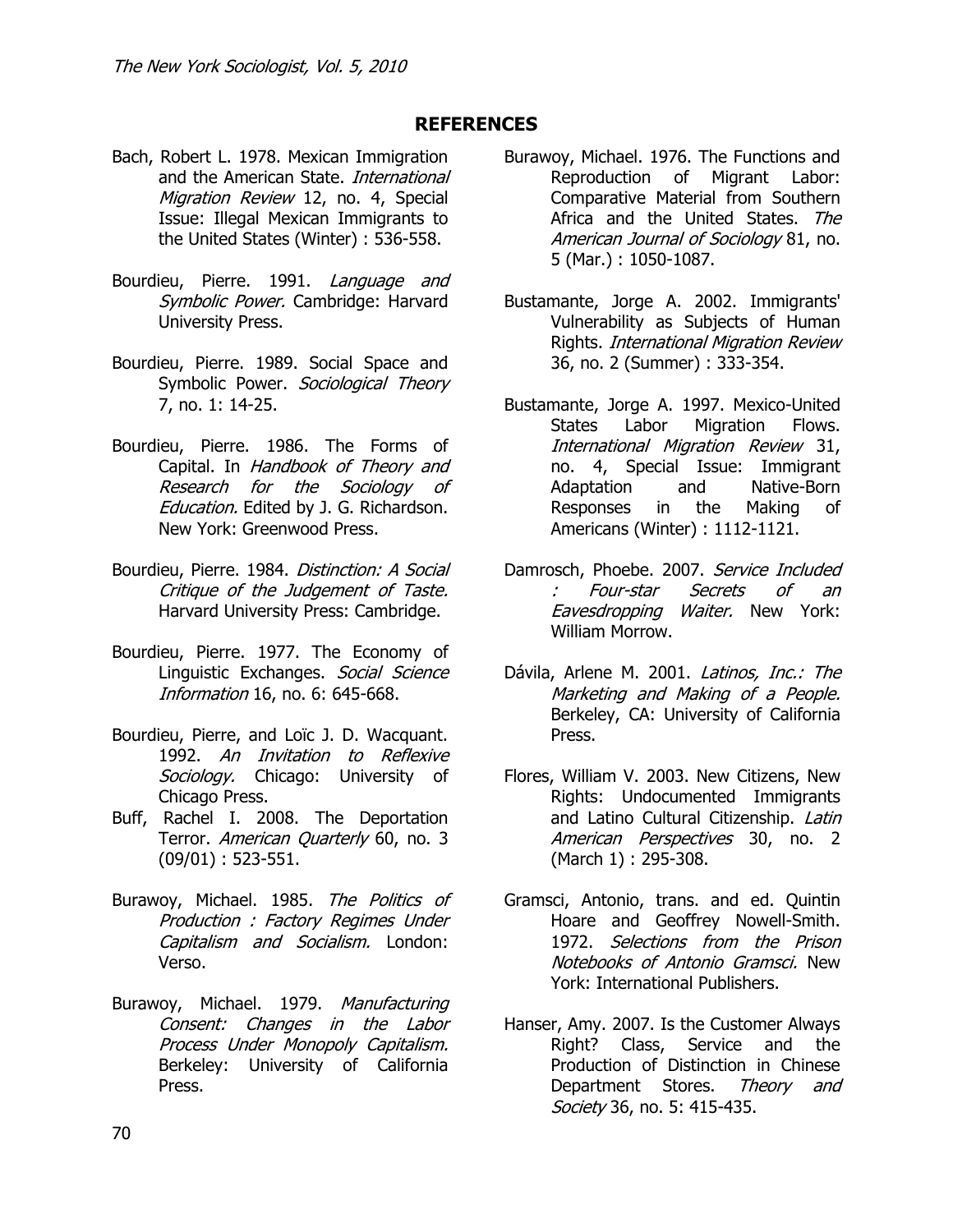## REFERENCES

Bach, Robert L. 1978. Mexican Immigration and the American State. *International Migration Review* 12, no. 4, Special Issue: Illegal Mexican Immigrants to the United States (Winter) : 536-558.

Bourdieu, Pierre. 1991. *Language and Symbolic Power.* Cambridge: Harvard University Press.

Bourdieu, Pierre. 1989. Social Space and Symbolic Power. *Sociological Theory* 7, no. 1: 14-25.

Bourdieu, Pierre. 1986. The Forms of Capital. In *Handbook of Theory and Research for the Sociology of Education.* Edited by J. G. Richardson. New York: Greenwood Press.

Bourdieu, Pierre. 1984. *Distinction: A Social Critique of the Judgement of Taste.* Harvard University Press: Cambridge.

Bourdieu, Pierre. 1977. The Economy of Linguistic Exchanges. *Social Science Information* 16, no. 6: 645-668.

Bourdieu, Pierre, and Loïc J. D. Wacquant. 1992. *An Invitation to Reflexive Sociology.* Chicago: University of Chicago Press.

Buff, Rachel I. 2008. The Deportation Terror. *American Quarterly* 60, no. 3 (09/01) : 523-551.

Burawoy, Michael. 1985. *The Politics of Production : Factory Regimes Under Capitalism and Socialism.* London: Verso.

Burawoy, Michael. 1979. *Manufacturing Consent: Changes in the Labor Process Under Monopoly Capitalism.* Berkeley: University of California Press.

Burawoy, Michael. 1976. The Functions and Reproduction of Migrant Labor: Comparative Material from Southern Africa and the United States. *The American Journal of Sociology* 81, no. 5 (Mar.) : 1050-1087.

Bustamante, Jorge A. 2002. Immigrants' Vulnerability as Subjects of Human Rights. *International Migration Review* 36, no. 2 (Summer) : 333-354.

Bustamante, Jorge A. 1997. Mexico-United States Labor Migration Flows. *International Migration Review* 31, no. 4, Special Issue: Immigrant Adaptation and Native-Born Responses in the Making of Americans (Winter) : 1112-1121.

Damrosch, Phoebe. 2007. *Service Included : Four-star Secrets of an Eavesdropping Waiter.* New York: William Morrow.

Dávila, Arlene M. 2001. *Latinos, Inc.: The Marketing and Making of a People.* Berkeley, CA: University of California Press.

Flores, William V. 2003. New Citizens, New Rights: Undocumented Immigrants and Latino Cultural Citizenship. *Latin American Perspectives* 30, no. 2 (March 1) : 295-308.

Gramsci, Antonio, trans. and ed. Quintin Hoare and Geoffrey Nowell-Smith. 1972. *Selections from the Prison Notebooks of Antonio Gramsci.* New York: International Publishers.

Hanser, Amy. 2007. Is the Customer Always Right? Class, Service and the Production of Distinction in Chinese Department Stores. *Theory and Society* 36, no. 5: 415-435.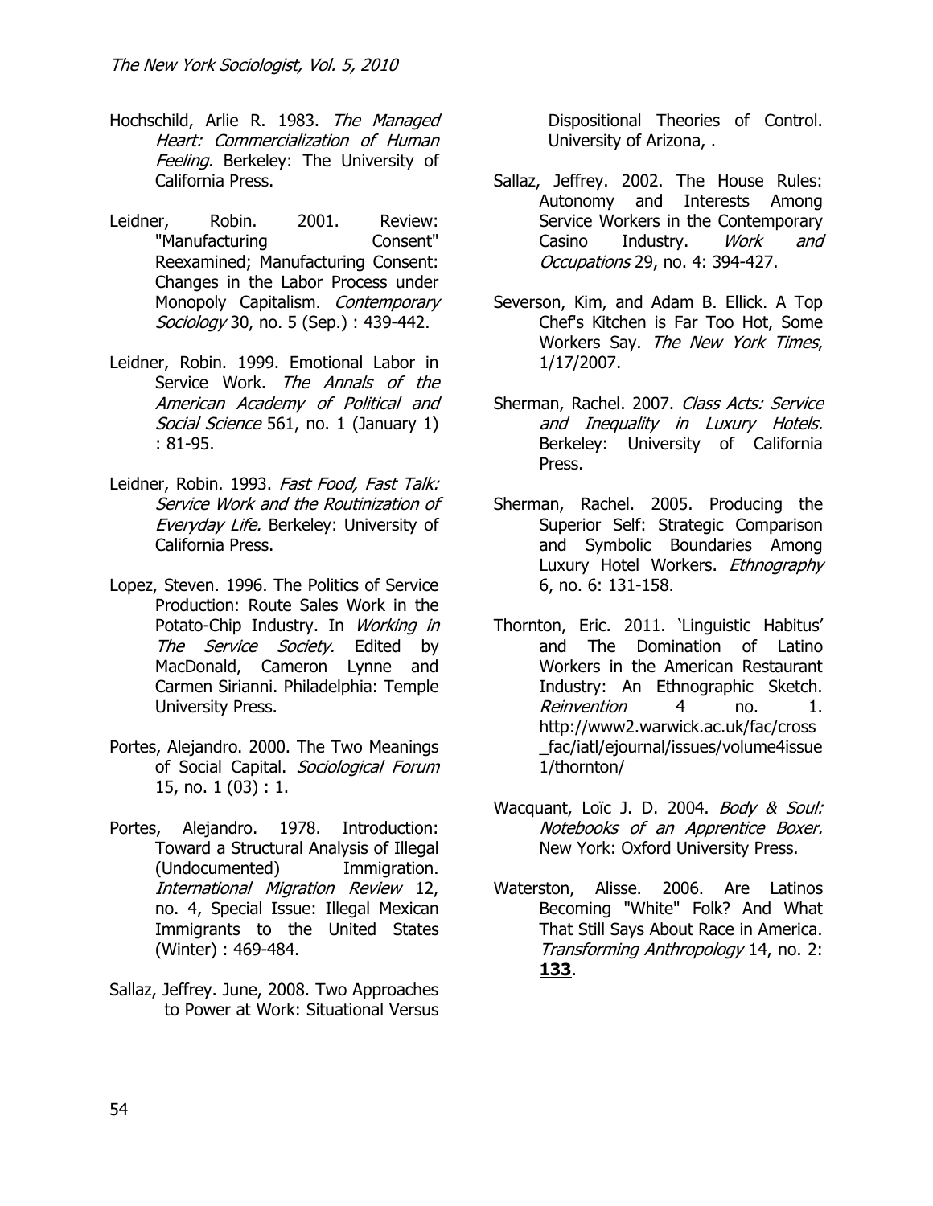Hochschild, Arlie R. 1983. *The Managed Heart: Commercialization of Human Feeling.* Berkeley: The University of California Press.

Leidner, Robin. 2001. Review: "Manufacturing Consent" Reexamined; Manufacturing Consent: Changes in the Labor Process under Monopoly Capitalism. *Contemporary Sociology* 30, no. 5 (Sep.) : 439-442.

Leidner, Robin. 1999. Emotional Labor in Service Work. *The Annals of the American Academy of Political and Social Science* 561, no. 1 (January 1) : 81-95.

Leidner, Robin. 1993. *Fast Food, Fast Talk: Service Work and the Routinization of Everyday Life.* Berkeley: University of California Press.

Lopez, Steven. 1996. The Politics of Service Production: Route Sales Work in the Potato-Chip Industry. In *Working in The Service Society.* Edited by MacDonald, Cameron Lynne and Carmen Sirianni. Philadelphia: Temple University Press.

Portes, Alejandro. 2000. The Two Meanings of Social Capital. *Sociological Forum* 15, no. 1 (03) : 1.

Portes, Alejandro. 1978. Introduction: Toward a Structural Analysis of Illegal (Undocumented) Immigration. *International Migration Review* 12, no. 4, Special Issue: Illegal Mexican Immigrants to the United States (Winter) : 469-484.

Sallaz, Jeffrey. June, 2008. Two Approaches to Power at Work: Situational Versus Dispositional Theories of Control. University of Arizona, .

Sallaz, Jeffrey. 2002. The House Rules: Autonomy and Interests Among Service Workers in the Contemporary Casino Industry. *Work and Occupations* 29, no. 4: 394-427.

Severson, Kim, and Adam B. Ellick. A Top Chef's Kitchen is Far Too Hot, Some Workers Say. *The New York Times*, 1/17/2007.

Sherman, Rachel. 2007. *Class Acts: Service and Inequality in Luxury Hotels.* Berkeley: University of California Press.

Sherman, Rachel. 2005. Producing the Superior Self: Strategic Comparison and Symbolic Boundaries Among Luxury Hotel Workers. *Ethnography* 6, no. 6: 131-158.

Thornton, Eric. 2011. 'Linguistic Habitus' and The Domination of Latino Workers in the American Restaurant Industry: An Ethnographic Sketch. *Reinvention* 4 no. 1. http://www2.warwick.ac.uk/fac/cross_fac/iatl/ejournal/issues/volume4issue1/thornton/

Wacquant, Loïc J. D. 2004. *Body & Soul: Notebooks of an Apprentice Boxer.* New York: Oxford University Press.

Waterston, Alisse. 2006. Are Latinos Becoming "White" Folk? And What That Still Says About Race in America. *Transforming Anthropology* 14, no. 2: **133**.